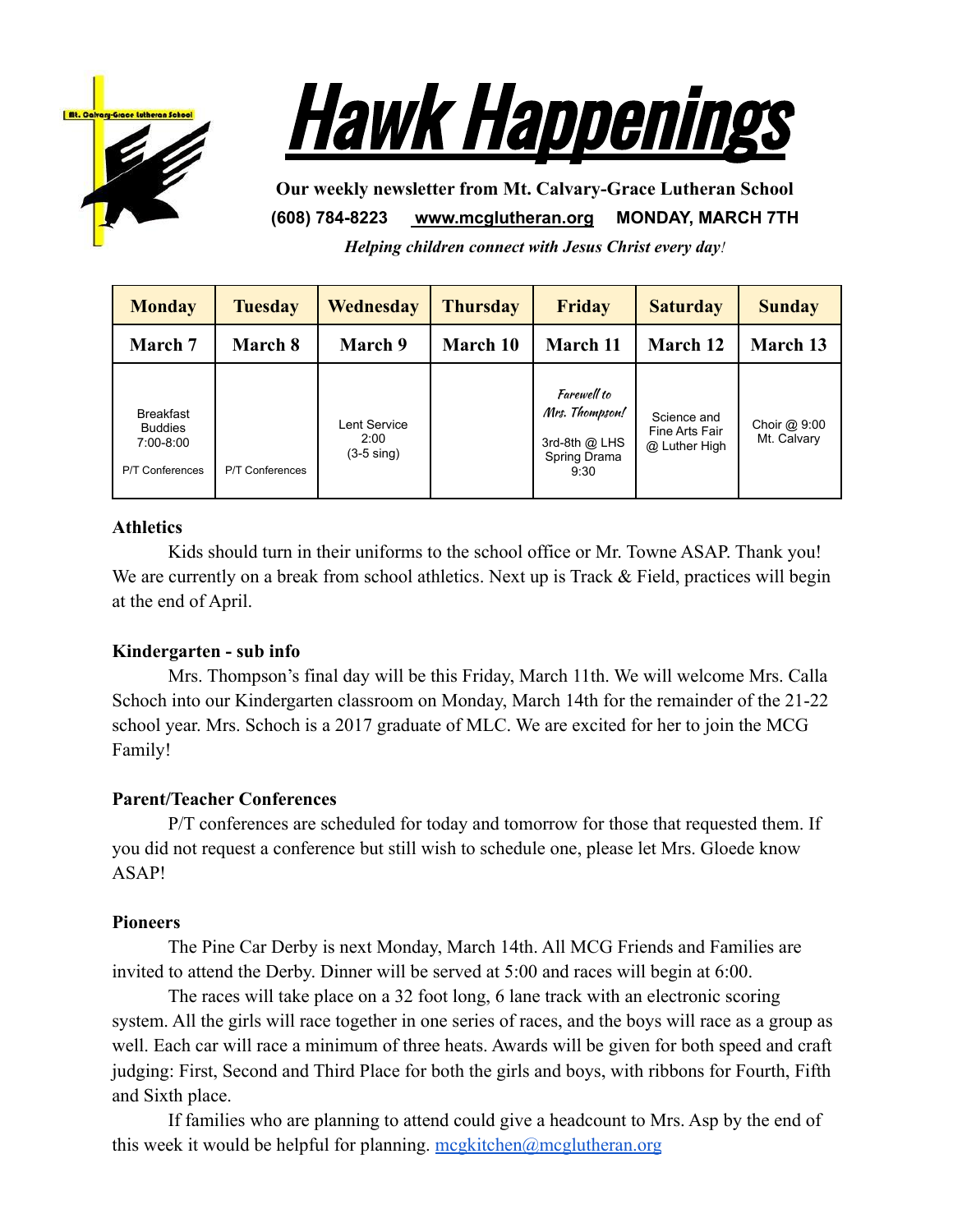# Hawk Happenings

**Our weekly newsletter from Mt. Calvary-Grace Lutheran School**

**(608) 784-8223 [www.mcglutheran.org](http://www.mcglutheran.org) MONDAY, MARCH 7TH**

***Helping children connect with Jesus Christ every day!***

| Monday | Tuesday | Wednesday | Thursday | Friday | Saturday | Sunday |
|---|---|---|---|---|---|---|
| **March 7** | **March 8** | **March 9** | **March 10** | **March 11** | **March 12** | **March 13** |
| Breakfast Buddies 7:00-8:00<br>P/T Conferences | P/T Conferences | Lent Service 2:00 (3-5 sing) | | *Farewell to Mrs. Thompson!*<br>3rd-8th @ LHS Spring Drama 9:30 | Science and Fine Arts Fair @ Luther High | Choir @ 9:00 Mt. Calvary |

**Athletics**

Kids should turn in their uniforms to the school office or Mr. Towne ASAP. Thank you! We are currently on a break from school athletics. Next up is Track & Field, practices will begin at the end of April.

**Kindergarten - sub info**

Mrs. Thompson's final day will be this Friday, March 11th. We will welcome Mrs. Calla Schoch into our Kindergarten classroom on Monday, March 14th for the remainder of the 21-22 school year. Mrs. Schoch is a 2017 graduate of MLC. We are excited for her to join the MCG Family!

**Parent/Teacher Conferences**

P/T conferences are scheduled for today and tomorrow for those that requested them. If you did not request a conference but still wish to schedule one, please let Mrs. Gloede know ASAP!

**Pioneers**

The Pine Car Derby is next Monday, March 14th. All MCG Friends and Families are invited to attend the Derby. Dinner will be served at 5:00 and races will begin at 6:00.

The races will take place on a 32 foot long, 6 lane track with an electronic scoring system. All the girls will race together in one series of races, and the boys will race as a group as well. Each car will race a minimum of three heats. Awards will be given for both speed and craft judging: First, Second and Third Place for both the girls and boys, with ribbons for Fourth, Fifth and Sixth place.

If families who are planning to attend could give a headcount to Mrs. Asp by the end of this week it would be helpful for planning. [mcgkitchen@mcglutheran.org](mailto:mcgkitchen@mcglutheran.org)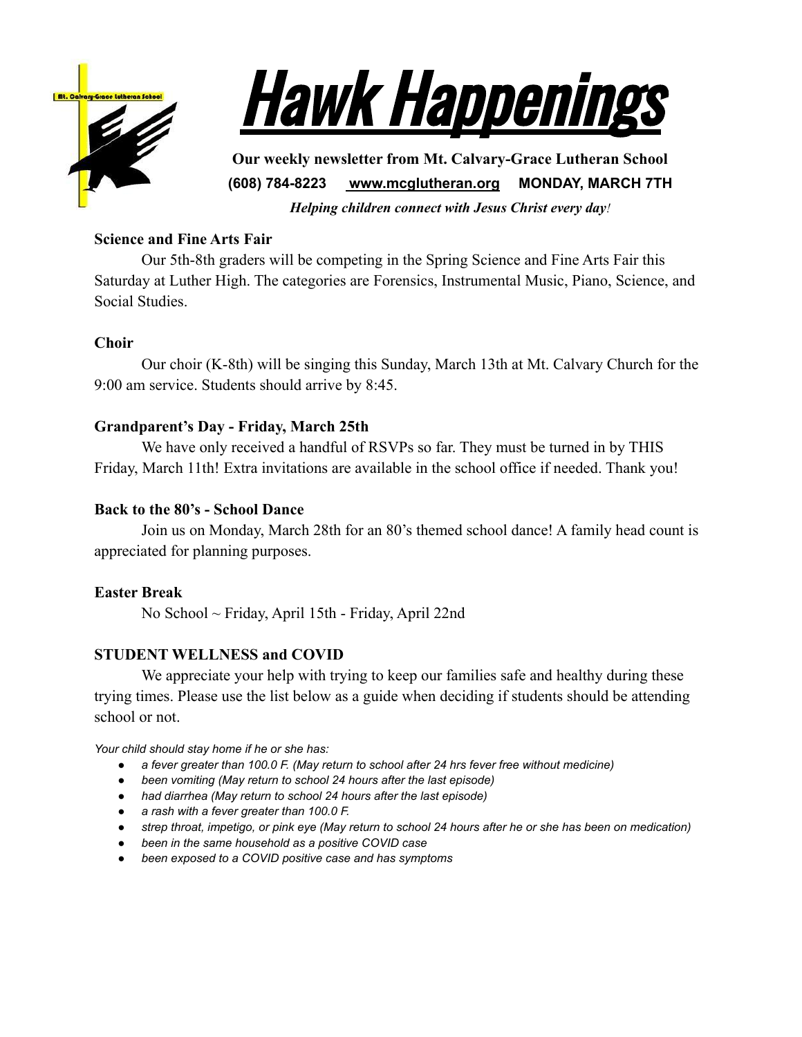# Hawk Happenings

**Our weekly newsletter from Mt. Calvary-Grace Lutheran School**

**(608) 784-8223 [www.mcglutheran.org](http://www.mcglutheran.org) MONDAY, MARCH 7TH**

***Helping children connect with Jesus Christ every day!***

**Science and Fine Arts Fair**

Our 5th-8th graders will be competing in the Spring Science and Fine Arts Fair this Saturday at Luther High. The categories are Forensics, Instrumental Music, Piano, Science, and Social Studies.

**Choir**

Our choir (K-8th) will be singing this Sunday, March 13th at Mt. Calvary Church for the 9:00 am service. Students should arrive by 8:45.

**Grandparent's Day - Friday, March 25th**

We have only received a handful of RSVPs so far. They must be turned in by THIS Friday, March 11th! Extra invitations are available in the school office if needed. Thank you!

**Back to the 80's - School Dance**

Join us on Monday, March 28th for an 80's themed school dance! A family head count is appreciated for planning purposes.

**Easter Break**

No School ~ Friday, April 15th - Friday, April 22nd

**STUDENT WELLNESS and COVID**

We appreciate your help with trying to keep our families safe and healthy during these trying times. Please use the list below as a guide when deciding if students should be attending school or not.

*Your child should stay home if he or she has:*

- *a fever greater than 100.0 F. (May return to school after 24 hrs fever free without medicine)*
- *been vomiting (May return to school 24 hours after the last episode)*
- *had diarrhea (May return to school 24 hours after the last episode)*
- *a rash with a fever greater than 100.0 F.*
- *strep throat, impetigo, or pink eye (May return to school 24 hours after he or she has been on medication)*
- *been in the same household as a positive COVID case*
- *been exposed to a COVID positive case and has symptoms*